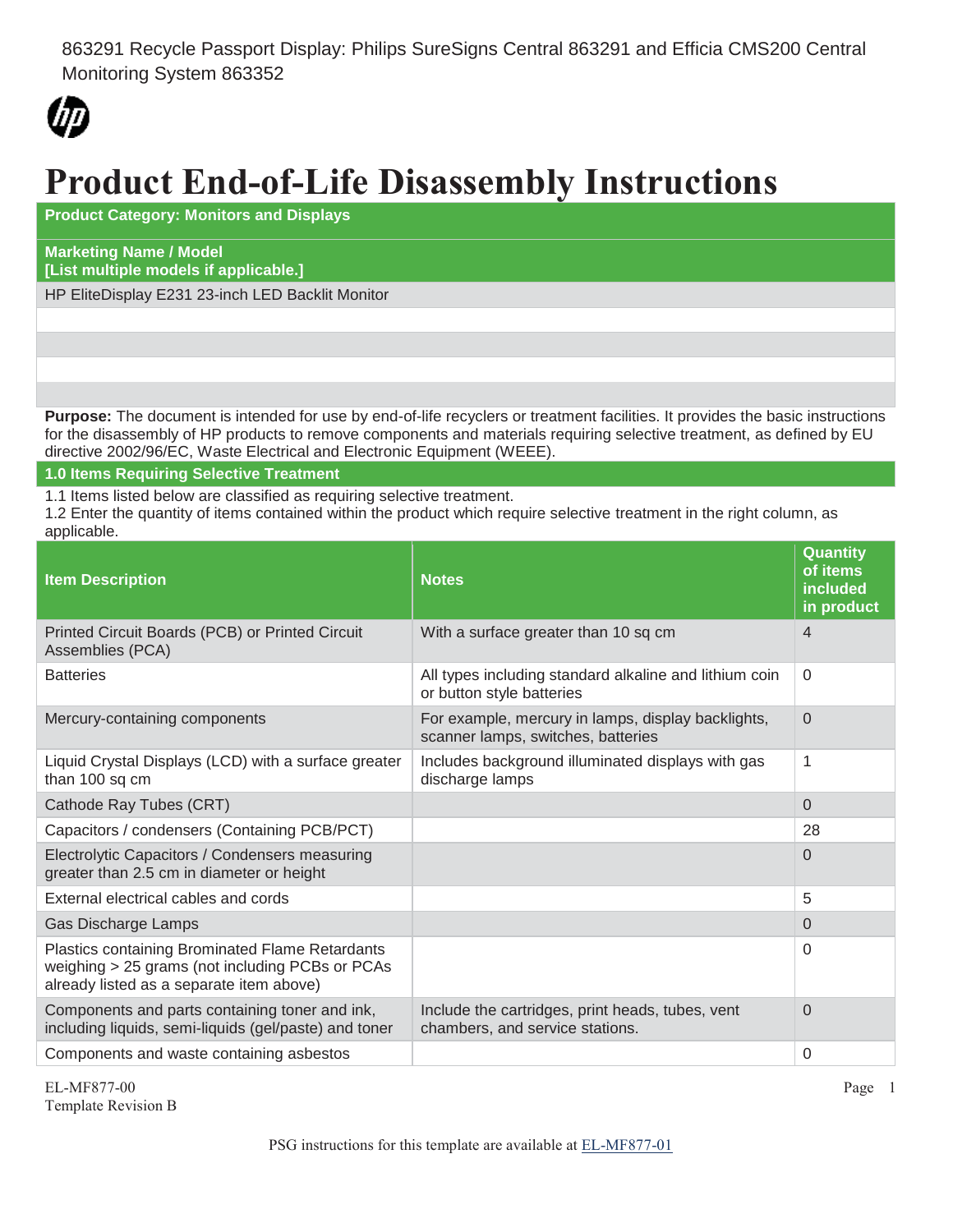863291 Recycle Passport Display: Philips SureSigns Central 863291 and Efficia CMS200 Central Monitoring System 863352

# Product End-of-Life Disassembly Instructions

| **Product Category: Monitors and Displays** |
|---|
| **Marketing Name / Model** **[List multiple models if applicable.]** |
| HP EliteDisplay E231 23-inch LED Backlit Monitor |
| |
| |
| |
| |

**Purpose:** The document is intended for use by end-of-life recyclers or treatment facilities. It provides the basic instructions for the disassembly of HP products to remove components and materials requiring selective treatment, as defined by EU directive 2002/96/EC, Waste Electrical and Electronic Equipment (WEEE).

## 1.0 Items Requiring Selective Treatment

1.1 Items listed below are classified as requiring selective treatment.
1.2 Enter the quantity of items contained within the product which require selective treatment in the right column, as applicable.

| Item Description | Notes | Quantity of items included in product |
|---|---|---|
| Printed Circuit Boards (PCB) or Printed Circuit Assemblies (PCA) | With a surface greater than 10 sq cm | 4 |
| Batteries | All types including standard alkaline and lithium coin or button style batteries | 0 |
| Mercury-containing components | For example, mercury in lamps, display backlights, scanner lamps, switches, batteries | 0 |
| Liquid Crystal Displays (LCD) with a surface greater than 100 sq cm | Includes background illuminated displays with gas discharge lamps | 1 |
| Cathode Ray Tubes (CRT) | | 0 |
| Capacitors / condensers (Containing PCB/PCT) | | 28 |
| Electrolytic Capacitors / Condensers measuring greater than 2.5 cm in diameter or height | | 0 |
| External electrical cables and cords | | 5 |
| Gas Discharge Lamps | | 0 |
| Plastics containing Brominated Flame Retardants weighing > 25 grams (not including PCBs or PCAs already listed as a separate item above) | | 0 |
| Components and parts containing toner and ink, including liquids, semi-liquids (gel/paste) and toner | Include the cartridges, print heads, tubes, vent chambers, and service stations. | 0 |
| Components and waste containing asbestos | | 0 |

EL-MF877-00
Template Revision B

PSG instructions for this template are available at EL-MF877-01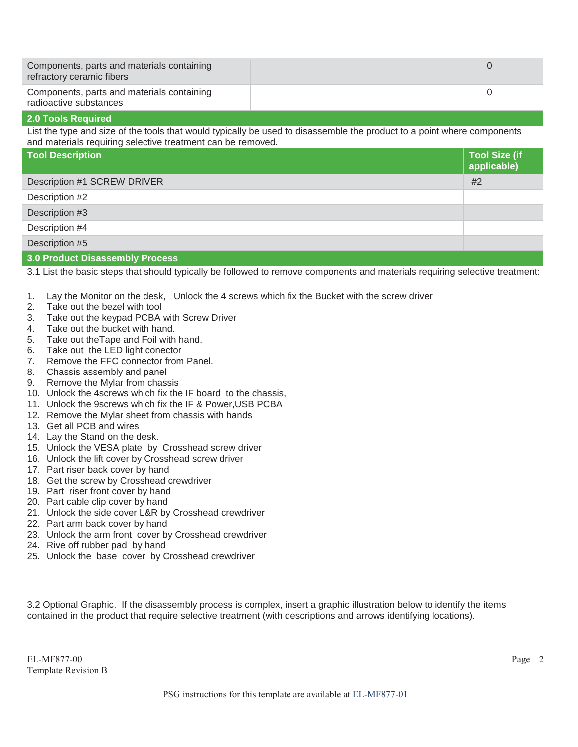| | | |
|---|---|---|
| Components, parts and materials containing refractory ceramic fibers | | 0 |
| Components, parts and materials containing radioactive substances | | 0 |

## 2.0 Tools Required

List the type and size of the tools that would typically be used to disassemble the product to a point where components and materials requiring selective treatment can be removed.

| Tool Description | Tool Size (if applicable) |
|---|---|
| Description #1 SCREW DRIVER | #2 |
| Description #2 | |
| Description #3 | |
| Description #4 | |
| Description #5 | |

## 3.0 Product Disassembly Process

3.1 List the basic steps that should typically be followed to remove components and materials requiring selective treatment:

1. Lay the Monitor on the desk, Unlock the 4 screws which fix the Bucket with the screw driver
2. Take out the bezel with tool
3. Take out the keypad PCBA with Screw Driver
4. Take out the bucket with hand.
5. Take out theTape and Foil with hand.
6. Take out the LED light conector
7. Remove the FFC connector from Panel.
8. Chassis assembly and panel
9. Remove the Mylar from chassis
10. Unlock the 4screws which fix the IF board to the chassis,
11. Unlock the 9screws which fix the IF & Power,USB PCBA
12. Remove the Mylar sheet from chassis with hands
13. Get all PCB and wires
14. Lay the Stand on the desk.
15. Unlock the VESA plate by Crosshead screw driver
16. Unlock the lift cover by Crosshead screw driver
17. Part riser back cover by hand
18. Get the screw by Crosshead crewdriver
19. Part riser front cover by hand
20. Part cable clip cover by hand
21. Unlock the side cover L&R by Crosshead crewdriver
22. Part arm back cover by hand
23. Unlock the arm front cover by Crosshead crewdriver
24. Rive off rubber pad by hand
25. Unlock the base cover by Crosshead crewdriver

3.2 Optional Graphic. If the disassembly process is complex, insert a graphic illustration below to identify the items contained in the product that require selective treatment (with descriptions and arrows identifying locations).

EL-MF877-00
Template Revision B

PSG instructions for this template are available at EL-MF877-01